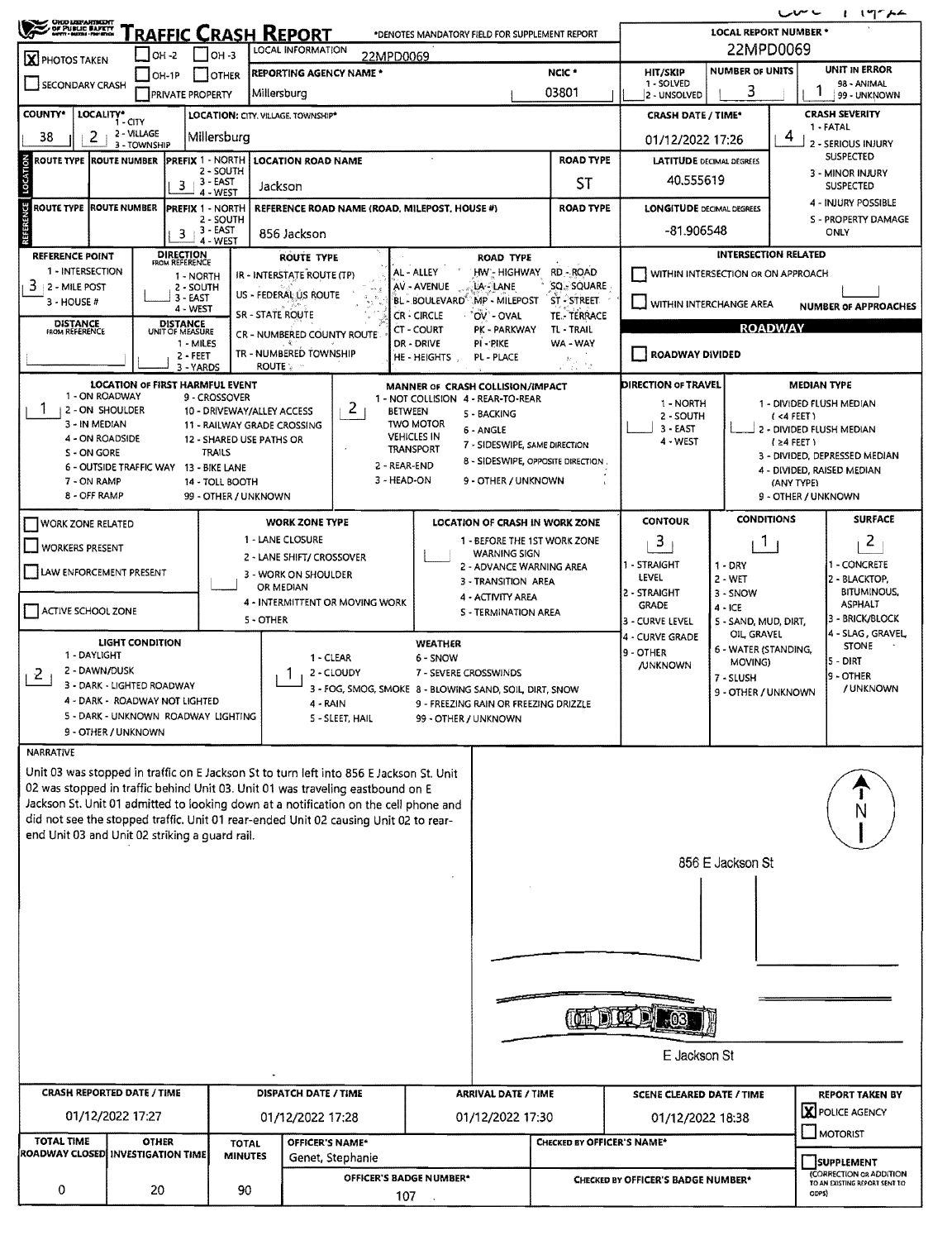# Traffic Crash Report

*DENOTES MANDATORY FIELD FOR SUPPLEMENT REPORT

**LOCAL REPORT NUMBER \***: 22MPD0069

- [X] PHOTOS TAKEN
- [ ] OH -2
- [ ] OH -3
- [ ] OH-1P
- [ ] OTHER
- [ ] SECONDARY CRASH
- [ ] PRIVATE PROPERTY

| LOCAL INFORMATION | REPORTING AGENCY NAME * | NCIC * | HIT/SKIP (1 - SOLVED, 2 - UNSOLVED) | NUMBER OF UNITS | UNIT IN ERROR (98 - ANIMAL, 99 - UNKNOWN) |
|---|---|---|---|---|---|
| 22MPD0069 | Millersburg | 03801 | | 3 | 1 |

| COUNTY* | LOCALITY* (1 - CITY, 2 - VILLAGE, 3 - TOWNSHIP) | LOCATION: CITY, VILLAGE, TOWNSHIP* | CRASH DATE / TIME* | CRASH SEVERITY |
|---|---|---|---|---|
| 38 | 2 | Millersburg | 01/12/2022 17:26 | 4 |

CRASH SEVERITY: 1 - FATAL; 2 - SERIOUS INJURY SUSPECTED; 3 - MINOR INJURY SUSPECTED; 4 - INJURY POSSIBLE; 5 - PROPERTY DAMAGE ONLY

## Location

| ROUTE TYPE | ROUTE NUMBER | PREFIX (1 - NORTH, 2 - SOUTH, 3 - EAST, 4 - WEST) | LOCATION ROAD NAME | ROAD TYPE | LATITUDE DECIMAL DEGREES |
|---|---|---|---|---|---|
| | | 3 | Jackson | ST | 40.555619 |

## Reference

| ROUTE TYPE | ROUTE NUMBER | PREFIX | REFERENCE ROAD NAME (ROAD, MILEPOST, HOUSE #) | ROAD TYPE | LONGITUDE DECIMAL DEGREES |
|---|---|---|---|---|---|
| | | 3 | 856 Jackson | | -81.906548 |

**REFERENCE POINT**: 3 (1 - INTERSECTION, 2 - MILE POST, 3 - HOUSE #)

**DIRECTION FROM REFERENCE**: (1 - NORTH, 2 - SOUTH, 3 - EAST, 4 - WEST)

**DISTANCE FROM REFERENCE**: 

**DISTANCE UNIT OF MEASURE**: (1 - MILES, 2 - FEET, 3 - YARDS)

**ROUTE TYPE**: IR - INTERSTATE ROUTE (TP); US - FEDERAL US ROUTE; SR - STATE ROUTE; CR - NUMBERED COUNTY ROUTE; TR - NUMBERED TOWNSHIP ROUTE

**ROAD TYPE**: AL - ALLEY; AV - AVENUE; BL - BOULEVARD; CR - CIRCLE; CT - COURT; DR - DRIVE; HE - HEIGHTS; HW - HIGHWAY; LA - LANE; MP - MILEPOST; OV - OVAL; PK - PARKWAY; PI - PIKE; PL - PLACE; RD - ROAD; SQ - SQUARE; ST - STREET; TE - TERRACE; TL - TRAIL; WA - WAY

## Intersection Related

- [ ] WITHIN INTERSECTION OR ON APPROACH
- [ ] WITHIN INTERCHANGE AREA

NUMBER OF APPROACHES: 

## Roadway

- [ ] ROADWAY DIVIDED

**LOCATION OF FIRST HARMFUL EVENT**: 1

1 - ON ROADWAY; 2 - ON SHOULDER; 3 - IN MEDIAN; 4 - ON ROADSIDE; 5 - ON GORE; 6 - OUTSIDE TRAFFIC WAY; 7 - ON RAMP; 8 - OFF RAMP; 9 - CROSSOVER; 10 - DRIVEWAY/ALLEY ACCESS; 11 - RAILWAY GRADE CROSSING; 12 - SHARED USE PATHS OR TRAILS; 13 - BIKE LANE; 14 - TOLL BOOTH; 99 - OTHER / UNKNOWN

**MANNER OF CRASH COLLISION/IMPACT**: 2

1 - NOT COLLISION BETWEEN TWO MOTOR VEHICLES IN TRANSPORT; 2 - REAR-END; 3 - HEAD-ON; 4 - REAR-TO-REAR; 5 - BACKING; 6 - ANGLE; 7 - SIDESWIPE, SAME DIRECTION; 8 - SIDESWIPE, OPPOSITE DIRECTION; 9 - OTHER / UNKNOWN

**DIRECTION OF TRAVEL**: (1 - NORTH, 2 - SOUTH, 3 - EAST, 4 - WEST)

**MEDIAN TYPE**: 1 - DIVIDED FLUSH MEDIAN (<4 FEET); 2 - DIVIDED FLUSH MEDIAN (≥4 FEET); 3 - DIVIDED, DEPRESSED MEDIAN; 4 - DIVIDED, RAISED MEDIAN (ANY TYPE); 9 - OTHER / UNKNOWN

- [ ] WORK ZONE RELATED
- [ ] WORKERS PRESENT
- [ ] LAW ENFORCEMENT PRESENT
- [ ] ACTIVE SCHOOL ZONE

**WORK ZONE TYPE**: 1 - LANE CLOSURE; 2 - LANE SHIFT/ CROSSOVER; 3 - WORK ON SHOULDER OR MEDIAN; 4 - INTERMITTENT OR MOVING WORK; 5 - OTHER

**LOCATION OF CRASH IN WORK ZONE**: 1 - BEFORE THE 1ST WORK ZONE WARNING SIGN; 2 - ADVANCE WARNING AREA; 3 - TRANSITION AREA; 4 - ACTIVITY AREA; 5 - TERMINATION AREA

**CONTOUR**: 3 (1 - STRAIGHT LEVEL; 2 - STRAIGHT GRADE; 3 - CURVE LEVEL; 4 - CURVE GRADE; 9 - OTHER /UNKNOWN)

**CONDITIONS**: 1 (1 - DRY; 2 - WET; 3 - SNOW; 4 - ICE; 5 - SAND, MUD, DIRT, OIL, GRAVEL; 6 - WATER (STANDING, MOVING); 7 - SLUSH; 9 - OTHER / UNKNOWN)

**SURFACE**: 2 (1 - CONCRETE; 2 - BLACKTOP, BITUMINOUS, ASPHALT; 3 - BRICK/BLOCK; 4 - SLAG, GRAVEL, STONE; 5 - DIRT; 9 - OTHER / UNKNOWN)

**LIGHT CONDITION**: 2 (1 - DAYLIGHT; 2 - DAWN/DUSK; 3 - DARK - LIGHTED ROADWAY; 4 - DARK - ROADWAY NOT LIGHTED; 5 - DARK - UNKNOWN ROADWAY LIGHTING; 9 - OTHER / UNKNOWN)

**WEATHER**: 1 (1 - CLEAR; 2 - CLOUDY; 3 - FOG, SMOG, SMOKE; 4 - RAIN; 5 - SLEET, HAIL; 6 - SNOW; 7 - SEVERE CROSSWINDS; 8 - BLOWING SAND, SOIL, DIRT, SNOW; 9 - FREEZING RAIN OR FREEZING DRIZZLE; 99 - OTHER / UNKNOWN)

## Narrative

Unit 03 was stopped in traffic on E Jackson St to turn left into 856 E Jackson St. Unit 02 was stopped in traffic behind Unit 03. Unit 01 was traveling eastbound on E Jackson St. Unit 01 admitted to looking down at a notification on the cell phone and did not see the stopped traffic. Unit 01 rear-ended Unit 02 causing Unit 02 to rear-end Unit 03 and Unit 02 striking a guard rail.

856 E Jackson St

01 02 03

E Jackson St

N

| CRASH REPORTED DATE / TIME | DISPATCH DATE / TIME | ARRIVAL DATE / TIME | SCENE CLEARED DATE / TIME | REPORT TAKEN BY |
|---|---|---|---|---|
| 01/12/2022 17:27 | 01/12/2022 17:28 | 01/12/2022 17:30 | 01/12/2022 18:38 | [X] POLICE AGENCY [ ] MOTORIST |

| TOTAL TIME ROADWAY CLOSED | OTHER INVESTIGATION TIME | TOTAL MINUTES | OFFICER'S NAME* | OFFICER'S BADGE NUMBER* | CHECKED BY OFFICER'S NAME* | CHECKED BY OFFICER'S BADGE NUMBER* |
|---|---|---|---|---|---|---|
| 0 | 20 | 90 | Genet, Stephanie | 107 | | |

- [ ] SUPPLEMENT (CORRECTION OR ADDITION TO AN EXISTING REPORT SENT TO ODPS)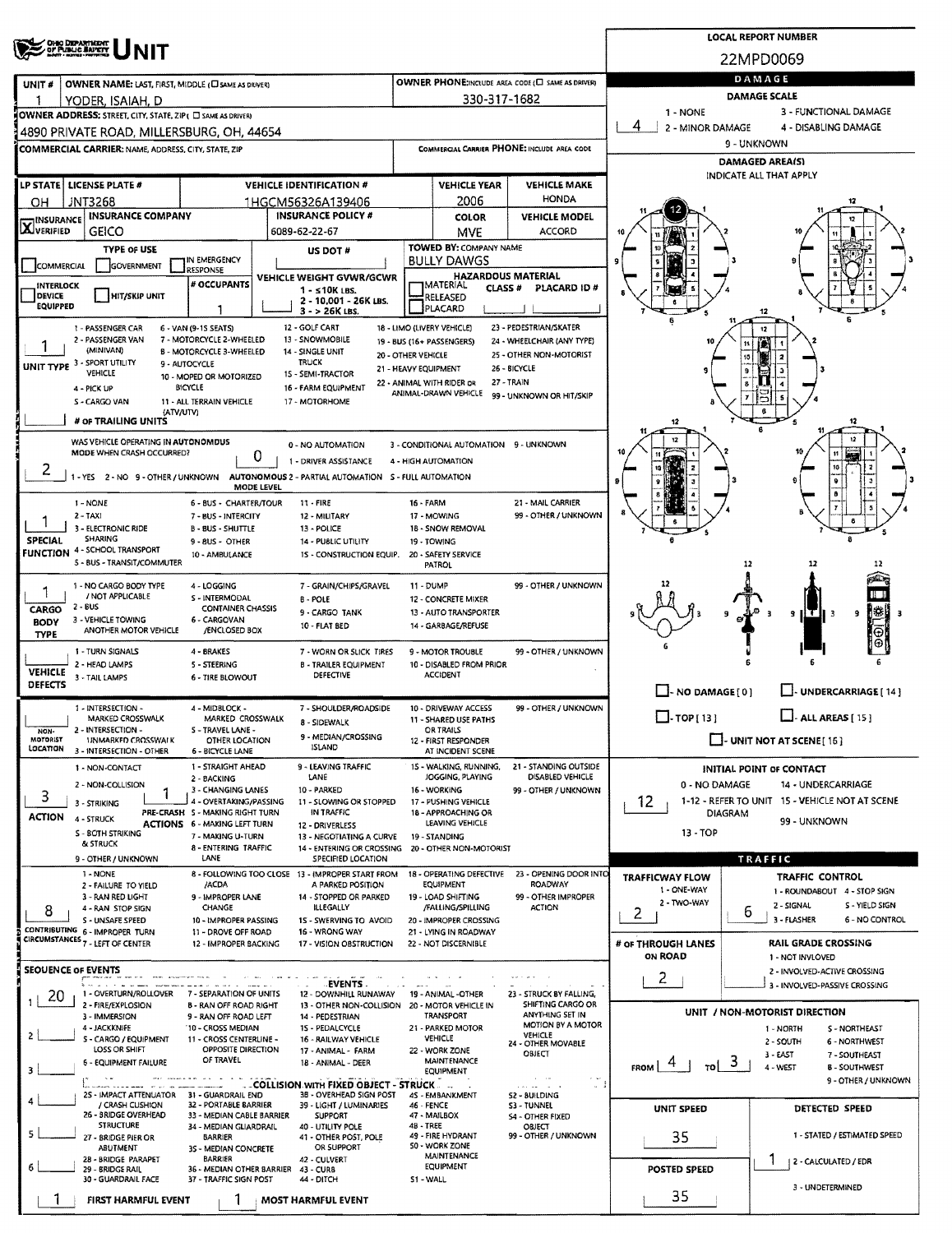# OHIO DEPARTMENT OF PUBLIC SAFETY — UNIT

**LOCAL REPORT NUMBER:** 22MPD0069

| UNIT # | OWNER NAME: LAST, FIRST, MIDDLE (☐ SAME AS DRIVER) | OWNER PHONE: INCLUDE AREA CODE (☐ SAME AS DRIVER) |
|---|---|---|
| 1 | YODER, ISAIAH, D | 330-317-1682 |

**OWNER ADDRESS:** STREET, CITY, STATE, ZIP (☐ SAME AS DRIVER)
4890 PRIVATE ROAD, MILLERSBURG, OH, 44654

**COMMERCIAL CARRIER:** NAME, ADDRESS, CITY, STATE, ZIP — **COMMERCIAL CARRIER PHONE:** INCLUDE AREA CODE

| LP STATE | LICENSE PLATE # | VEHICLE IDENTIFICATION # | VEHICLE YEAR | VEHICLE MAKE |
|---|---|---|---|---|
| OH | JNT3268 | 1HGCM56326A139406 | 2006 | HONDA |

| INSURANCE VERIFIED | INSURANCE COMPANY | INSURANCE POLICY # | COLOR | VEHICLE MODEL |
|---|---|---|---|---|
| X | GEICO | 6089-62-22-67 | MVE | ACCORD |

**TYPE OF USE:** ☐ COMMERCIAL ☐ GOVERNMENT ☐ IN EMERGENCY RESPONSE
**US DOT #:**
**TOWED BY:** COMPANY NAME — BULLY DAWGS
☐ INTERLOCK DEVICE EQUIPPED ☐ HIT/SKIP UNIT
**# OCCUPANTS:** 1
**VEHICLE WEIGHT GVWR/GCWR:** 1 - ≤10K LBS. 2 - 10,001 - 26K LBS. 3 - > 26K LBS.
**HAZARDOUS MATERIAL:** ☐ MATERIAL RELEASED ☐ PLACARD — CLASS # — PLACARD ID #

**UNIT TYPE:** 1
1 - PASSENGER CAR, 2 - PASSENGER VAN (MINIVAN), 3 - SPORT UTILITY VEHICLE, 4 - PICK UP, 5 - CARGO VAN, 6 - VAN (9-15 SEATS), 7 - MOTORCYCLE 2-WHEELED, 8 - MOTORCYCLE 3-WHEELED, 9 - AUTOCYCLE, 10 - MOPED OR MOTORIZED BICYCLE, 11 - ALL TERRAIN VEHICLE (ATV/UTV), 12 - GOLF CART, 13 - SNOWMOBILE, 14 - SINGLE UNIT TRUCK, 15 - SEMI-TRACTOR, 16 - FARM EQUIPMENT, 17 - MOTORHOME, 18 - LIMO (LIVERY VEHICLE), 19 - BUS (16+ PASSENGERS), 20 - OTHER VEHICLE, 21 - HEAVY EQUIPMENT, 22 - ANIMAL WITH RIDER OR ANIMAL-DRAWN VEHICLE, 23 - PEDESTRIAN/SKATER, 24 - WHEELCHAIR (ANY TYPE), 25 - OTHER NON-MOTORIST, 26 - BICYCLE, 27 - TRAIN, 99 - UNKNOWN OR HIT/SKIP

**# OF TRAILING UNITS:**

**WAS VEHICLE OPERATING IN AUTONOMOUS MODE WHEN CRASH OCCURRED?** 2
1 - YES 2 - NO 9 - OTHER / UNKNOWN
**AUTONOMOUS MODE LEVEL:** 0
0 - NO AUTOMATION, 1 - DRIVER ASSISTANCE, 2 - PARTIAL AUTOMATION, 3 - CONDITIONAL AUTOMATION, 4 - HIGH AUTOMATION, 5 - FULL AUTOMATION, 9 - UNKNOWN

**SPECIAL FUNCTION:** 1
1 - NONE, 2 - TAXI, 3 - ELECTRONIC RIDE SHARING, 4 - SCHOOL TRANSPORT, 5 - BUS - TRANSIT/COMMUTER, 6 - BUS - CHARTER/TOUR, 7 - BUS - INTERCITY, 8 - BUS - SHUTTLE, 9 - BUS - OTHER, 10 - AMBULANCE, 11 - FIRE, 12 - MILITARY, 13 - POLICE, 14 - PUBLIC UTILITY, 15 - CONSTRUCTION EQUIP., 16 - FARM, 17 - MOWING, 18 - SNOW REMOVAL, 19 - TOWING, 20 - SAFETY SERVICE PATROL, 21 - MAIL CARRIER, 99 - OTHER / UNKNOWN

**CARGO BODY TYPE:** 1
1 - NO CARGO BODY TYPE / NOT APPLICABLE, 2 - BUS, 3 - VEHICLE TOWING ANOTHER MOTOR VEHICLE, 4 - LOGGING, 5 - INTERMODAL CONTAINER CHASSIS, 6 - CARGOVAN /ENCLOSED BOX, 7 - GRAIN/CHIPS/GRAVEL, 8 - POLE, 9 - CARGO TANK, 10 - FLAT BED, 11 - DUMP, 12 - CONCRETE MIXER, 13 - AUTO TRANSPORTER, 14 - GARBAGE/REFUSE, 99 - OTHER / UNKNOWN

**VEHICLE DEFECTS:**
1 - TURN SIGNALS, 2 - HEAD LAMPS, 3 - TAIL LAMPS, 4 - BRAKES, 5 - STEERING, 6 - TIRE BLOWOUT, 7 - WORN OR SLICK TIRES, 8 - TRAILER EQUIPMENT DEFECTIVE, 9 - MOTOR TROUBLE, 10 - DISABLED FROM PRIOR ACCIDENT, 99 - OTHER / UNKNOWN

**NON-MOTORIST LOCATION:**
1 - INTERSECTION - MARKED CROSSWALK, 2 - INTERSECTION - UNMARKED CROSSWALK, 3 - INTERSECTION - OTHER, 4 - MIDBLOCK - MARKED CROSSWALK, 5 - TRAVEL LANE - OTHER LOCATION, 6 - BICYCLE LANE, 7 - SHOULDER/ROADSIDE, 8 - SIDEWALK, 9 - MEDIAN/CROSSING ISLAND, 10 - DRIVEWAY ACCESS, 11 - SHARED USE PATHS OR TRAILS, 12 - FIRST RESPONDER AT INCIDENT SCENE, 99 - OTHER / UNKNOWN

**ACTION:** 3 — **PRE-CRASH ACTIONS:** 1
1 - NON-CONTACT, 2 - NON-COLLISION, 3 - STRIKING, 4 - STRUCK, 5 - BOTH STRIKING & STRUCK, 9 - OTHER / UNKNOWN
1 - STRAIGHT AHEAD, 2 - BACKING, 3 - CHANGING LANES, 4 - OVERTAKING/PASSING, 5 - MAKING RIGHT TURN, 6 - MAKING LEFT TURN, 7 - MAKING U-TURN, 8 - ENTERING TRAFFIC LANE, 9 - LEAVING TRAFFIC LANE, 10 - PARKED, 11 - SLOWING OR STOPPED IN TRAFFIC, 12 - DRIVERLESS, 13 - NEGOTIATING A CURVE, 14 - ENTERING OR CROSSING SPECIFIED LOCATION, 15 - WALKING, RUNNING, JOGGING, PLAYING, 16 - WORKING, 17 - PUSHING VEHICLE, 18 - APPROACHING OR LEAVING VEHICLE, 19 - STANDING, 20 - OTHER NON-MOTORIST, 21 - STANDING OUTSIDE DISABLED VEHICLE, 99 - OTHER / UNKNOWN

**CONTRIBUTING CIRCUMSTANCES:** 8
1 - NONE, 2 - FAILURE TO YIELD, 3 - RAN RED LIGHT, 4 - RAN STOP SIGN, 5 - UNSAFE SPEED, 6 - IMPROPER TURN, 7 - LEFT OF CENTER, 8 - FOLLOWING TOO CLOSE /ACDA, 9 - IMPROPER LANE CHANGE, 10 - IMPROPER PASSING, 11 - DROVE OFF ROAD, 12 - IMPROPER BACKING, 13 - IMPROPER START FROM A PARKED POSITION, 14 - STOPPED OR PARKED ILLEGALLY, 15 - SWERVING TO AVOID, 16 - WRONG WAY, 17 - VISION OBSTRUCTION, 18 - OPERATING DEFECTIVE EQUIPMENT, 19 - LOAD SHIFTING /FALLING/SPILLING, 20 - IMPROPER CROSSING, 21 - LYING IN ROADWAY, 22 - NOT DISCERNIBLE, 23 - OPENING DOOR INTO ROADWAY, 99 - OTHER IMPROPER ACTION

**SEQUENCE OF EVENTS**
1: 20
2:
3:
4:
5:
6:

EVENTS: 1 - OVERTURN/ROLLOVER, 2 - FIRE/EXPLOSION, 3 - IMMERSION, 4 - JACKKNIFE, 5 - CARGO / EQUIPMENT LOSS OR SHIFT, 6 - EQUIPMENT FAILURE, 7 - SEPARATION OF UNITS, 8 - RAN OFF ROAD RIGHT, 9 - RAN OFF ROAD LEFT, 10 - CROSS MEDIAN, 11 - CROSS CENTERLINE - OPPOSITE DIRECTION OF TRAVEL, 12 - DOWNHILL RUNAWAY, 13 - OTHER NON-COLLISION, 14 - PEDESTRIAN, 15 - PEDALCYCLE, 16 - RAILWAY VEHICLE, 17 - ANIMAL - FARM, 18 - ANIMAL - DEER, 19 - ANIMAL -OTHER, 20 - MOTOR VEHICLE IN TRANSPORT, 21 - PARKED MOTOR VEHICLE, 22 - WORK ZONE MAINTENANCE EQUIPMENT, 23 - STRUCK BY FALLING, SHIFTING CARGO OR ANYTHING SET IN MOTION BY A MOTOR VEHICLE, 24 - OTHER MOVABLE OBJECT

COLLISION WITH FIXED OBJECT - STRUCK: 25 - IMPACT ATTENUATOR / CRASH CUSHION, 26 - BRIDGE OVERHEAD STRUCTURE, 27 - BRIDGE PIER OR ABUTMENT, 28 - BRIDGE PARAPET, 29 - BRIDGE RAIL, 30 - GUARDRAIL FACE, 31 - GUARDRAIL END, 32 - PORTABLE BARRIER, 33 - MEDIAN CABLE BARRIER, 34 - MEDIAN GUARDRAIL BARRIER, 35 - MEDIAN CONCRETE BARRIER, 36 - MEDIAN OTHER BARRIER, 37 - TRAFFIC SIGN POST, 38 - OVERHEAD SIGN POST, 39 - LIGHT / LUMINARIES SUPPORT, 40 - UTILITY POLE, 41 - OTHER POST, POLE OR SUPPORT, 42 - CULVERT, 43 - CURB, 44 - DITCH, 45 - EMBANKMENT, 46 - FENCE, 47 - MAILBOX, 48 - TREE, 49 - FIRE HYDRANT, 50 - WORK ZONE MAINTENANCE EQUIPMENT, 51 - WALL, 52 - BUILDING, 53 - TUNNEL, 54 - OTHER FIXED OBJECT, 99 - OTHER / UNKNOWN

**FIRST HARMFUL EVENT:** 1 — **MOST HARMFUL EVENT:** 1

## DAMAGE

**DAMAGE SCALE:** 4
1 - NONE, 2 - MINOR DAMAGE, 3 - FUNCTIONAL DAMAGE, 4 - DISABLING DAMAGE, 9 - UNKNOWN

**DAMAGED AREA(S)** — INDICATE ALL THAT APPLY: 12

☐ NO DAMAGE [0] ☐ UNDERCARRIAGE [14] ☐ TOP [13] ☐ ALL AREAS [15] ☐ UNIT NOT AT SCENE [16]

**INITIAL POINT OF CONTACT:** 12
0 - NO DAMAGE, 1-12 - REFER TO UNIT DIAGRAM, 13 - TOP, 14 - UNDERCARRIAGE, 15 - VEHICLE NOT AT SCENE, 99 - UNKNOWN

## TRAFFIC

**TRAFFICWAY FLOW:** 2 (1 - ONE-WAY, 2 - TWO-WAY)
**TRAFFIC CONTROL:** 6 (1 - ROUNDABOUT, 2 - SIGNAL, 3 - FLASHER, 4 - STOP SIGN, 5 - YIELD SIGN, 6 - NO CONTROL)
**# OF THROUGH LANES ON ROAD:** 2
**RAIL GRADE CROSSING:** 1 - NOT INVOLVED, 2 - INVOLVED-ACTIVE CROSSING, 3 - INVOLVED-PASSIVE CROSSING

**UNIT / NON-MOTORIST DIRECTION:** FROM 4 TO 3
1 - NORTH, 2 - SOUTH, 3 - EAST, 4 - WEST, 5 - NORTHEAST, 6 - NORTHWEST, 7 - SOUTHEAST, 8 - SOUTHWEST, 9 - OTHER / UNKNOWN

**UNIT SPEED:** 35
**DETECTED SPEED:** 1 (1 - STATED / ESTIMATED SPEED, 2 - CALCULATED / EDR, 3 - UNDETERMINED)
**POSTED SPEED:** 35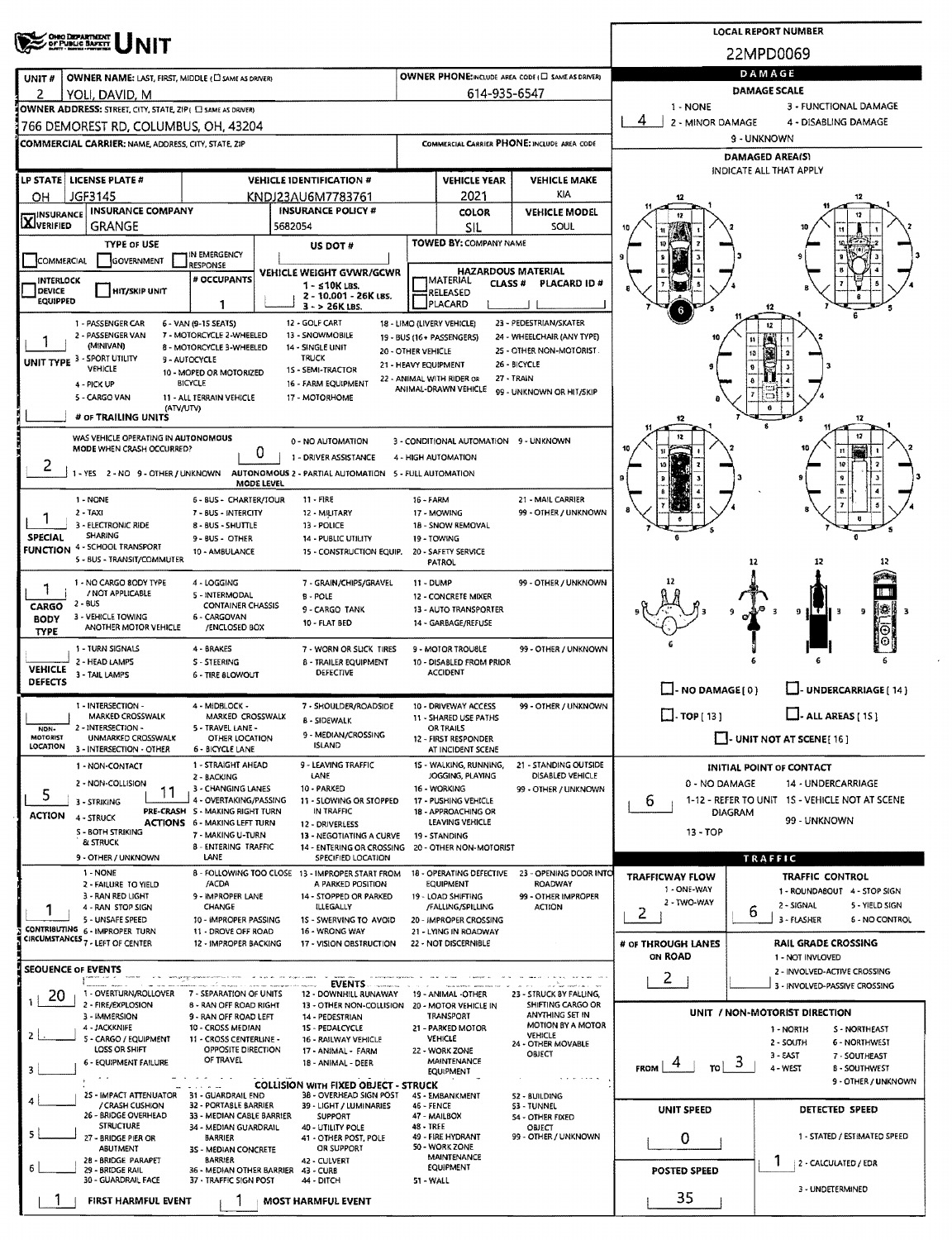# UNIT

**LOCAL REPORT NUMBER:** 22MPD0069

| UNIT # | OWNER NAME: LAST, FIRST, MIDDLE | OWNER PHONE |
| --- | --- | --- |
| 2 | YOLI, DAVID, M | 614-935-6547 |

**OWNER ADDRESS:** 766 DEMOREST RD, COLUMBUS, OH, 43204

**COMMERCIAL CARRIER:** NAME, ADDRESS, CITY, STATE, ZIP — COMMERCIAL CARRIER PHONE:

| LP STATE | LICENSE PLATE # | VEHICLE IDENTIFICATION # | VEHICLE YEAR | VEHICLE MAKE |
| --- | --- | --- | --- | --- |
| OH | JGF3145 | KNDJ23AU6M7783761 | 2021 | KIA |

| INSURANCE | INSURANCE COMPANY | INSURANCE POLICY # | COLOR | VEHICLE MODEL |
| --- | --- | --- | --- | --- |
| X VERIFIED | GRANGE | 5682054 | SIL | SOUL |

**TYPE OF USE:** COMMERCIAL / GOVERNMENT / IN EMERGENCY RESPONSE

**US DOT #:**

**TOWED BY:** COMPANY NAME

**INTERLOCK DEVICE EQUIPPED / HIT/SKIP UNIT**

**# OCCUPANTS:** 1

**VEHICLE WEIGHT GVWR/GCWR:** 1 - ≤10K LBS. 2 - 10.001 - 26K LBS. 3 - > 26K LBS.

**HAZARDOUS MATERIAL:** MATERIAL RELEASED / PLACARD — CLASS # — PLACARD ID #

**UNIT TYPE:** 1
1 - PASSENGER CAR, 2 - PASSENGER VAN (MINIVAN), 3 - SPORT UTILITY VEHICLE, 4 - PICK UP, 5 - CARGO VAN, 6 - VAN (9-15 SEATS), 7 - MOTORCYCLE 2-WHEELED, 8 - MOTORCYCLE 3-WHEELED, 9 - AUTOCYCLE, 10 - MOPED OR MOTORIZED BICYCLE, 11 - ALL TERRAIN VEHICLE (ATV/UTV), 12 - GOLF CART, 13 - SNOWMOBILE, 14 - SINGLE UNIT TRUCK, 15 - SEMI-TRACTOR, 16 - FARM EQUIPMENT, 17 - MOTORHOME, 18 - LIMO (LIVERY VEHICLE), 19 - BUS (16+ PASSENGERS), 20 - OTHER VEHICLE, 21 - HEAVY EQUIPMENT, 22 - ANIMAL WITH RIDER OR ANIMAL-DRAWN VEHICLE, 23 - PEDESTRIAN/SKATER, 24 - WHEELCHAIR (ANY TYPE), 25 - OTHER NON-MOTORIST, 26 - BICYCLE, 27 - TRAIN, 99 - UNKNOWN OR HIT/SKIP

**# OF TRAILING UNITS:**

**WAS VEHICLE OPERATING IN AUTONOMOUS MODE WHEN CRASH OCCURRED?** 2
1 - YES 2 - NO 9 - OTHER / UNKNOWN

**AUTONOMOUS MODE LEVEL:** 0
0 - NO AUTOMATION, 1 - DRIVER ASSISTANCE, 2 - PARTIAL AUTOMATION, 3 - CONDITIONAL AUTOMATION, 4 - HIGH AUTOMATION, 5 - FULL AUTOMATION, 9 - UNKNOWN

**SPECIAL FUNCTION:** 1
1 - NONE, 2 - TAXI, 3 - ELECTRONIC RIDE SHARING, 4 - SCHOOL TRANSPORT, 5 - BUS - TRANSIT/COMMUTER, 6 - BUS - CHARTER/TOUR, 7 - BUS - INTERCITY, 8 - BUS - SHUTTLE, 9 - BUS - OTHER, 10 - AMBULANCE, 11 - FIRE, 12 - MILITARY, 13 - POLICE, 14 - PUBLIC UTILITY, 15 - CONSTRUCTION EQUIP., 16 - FARM, 17 - MOWING, 18 - SNOW REMOVAL, 19 - TOWING, 20 - SAFETY SERVICE PATROL, 21 - MAIL CARRIER, 99 - OTHER / UNKNOWN

**CARGO BODY TYPE:** 1
1 - NO CARGO BODY TYPE / NOT APPLICABLE, 2 - BUS, 3 - VEHICLE TOWING ANOTHER MOTOR VEHICLE, 4 - LOGGING, 5 - INTERMODAL CONTAINER CHASSIS, 6 - CARGOVAN /ENCLOSED BOX, 7 - GRAIN/CHIPS/GRAVEL, 8 - POLE, 9 - CARGO TANK, 10 - FLAT BED, 11 - DUMP, 12 - CONCRETE MIXER, 13 - AUTO TRANSPORTER, 14 - GARBAGE/REFUSE, 99 - OTHER / UNKNOWN

**VEHICLE DEFECTS:**
1 - TURN SIGNALS, 2 - HEAD LAMPS, 3 - TAIL LAMPS, 4 - BRAKES, 5 - STEERING, 6 - TIRE BLOWOUT, 7 - WORN OR SLICK TIRES, 8 - TRAILER EQUIPMENT DEFECTIVE, 9 - MOTOR TROUBLE, 10 - DISABLED FROM PRIOR ACCIDENT, 99 - OTHER / UNKNOWN

**NON-MOTORIST LOCATION:**
1 - INTERSECTION - MARKED CROSSWALK, 2 - INTERSECTION - UNMARKED CROSSWALK, 3 - INTERSECTION - OTHER, 4 - MIDBLOCK - MARKED CROSSWALK, 5 - TRAVEL LANE - OTHER LOCATION, 6 - BICYCLE LANE, 7 - SHOULDER/ROADSIDE, 8 - SIDEWALK, 9 - MEDIAN/CROSSING ISLAND, 10 - DRIVEWAY ACCESS, 11 - SHARED USE PATHS OR TRAILS, 12 - FIRST RESPONDER AT INCIDENT SCENE, 99 - OTHER / UNKNOWN

**ACTION:** 5
1 - NON-CONTACT, 2 - NON-COLLISION, 3 - STRIKING, 4 - STRUCK, 5 - BOTH STRIKING & STRUCK, 9 - OTHER / UNKNOWN

**PRE-CRASH ACTIONS:** 11
1 - STRAIGHT AHEAD, 2 - BACKING, 3 - CHANGING LANES, 4 - OVERTAKING/PASSING, 5 - MAKING RIGHT TURN, 6 - MAKING LEFT TURN, 7 - MAKING U-TURN, 8 - ENTERING TRAFFIC LANE, 9 - LEAVING TRAFFIC LANE, 10 - PARKED, 11 - SLOWING OR STOPPED IN TRAFFIC, 12 - DRIVERLESS, 13 - NEGOTIATING A CURVE, 14 - ENTERING OR CROSSING SPECIFIED LOCATION, 15 - WALKING, RUNNING, JOGGING, PLAYING, 16 - WORKING, 17 - PUSHING VEHICLE, 18 - APPROACHING OR LEAVING VEHICLE, 19 - STANDING, 20 - OTHER NON-MOTORIST, 21 - STANDING OUTSIDE DISABLED VEHICLE, 99 - OTHER / UNKNOWN

**CONTRIBUTING CIRCUMSTANCES:** 1
1 - NONE, 2 - FAILURE TO YIELD, 3 - RAN RED LIGHT, 4 - RAN STOP SIGN, 5 - UNSAFE SPEED, 6 - IMPROPER TURN, 7 - LEFT OF CENTER, 8 - FOLLOWING TOO CLOSE /ACDA, 9 - IMPROPER LANE CHANGE, 10 - IMPROPER PASSING, 11 - DROVE OFF ROAD, 12 - IMPROPER BACKING, 13 - IMPROPER START FROM A PARKED POSITION, 14 - STOPPED OR PARKED ILLEGALLY, 15 - SWERVING TO AVOID, 16 - WRONG WAY, 17 - VISION OBSTRUCTION, 18 - OPERATING DEFECTIVE EQUIPMENT, 19 - LOAD SHIFTING /FALLING/SPILLING, 20 - IMPROPER CROSSING, 21 - LYING IN ROADWAY, 22 - NOT DISCERNIBLE, 23 - OPENING DOOR INTO ROADWAY, 99 - OTHER IMPROPER ACTION

**SEQUENCE OF EVENTS:** 1: 20

**EVENTS:**
1 - OVERTURN/ROLLOVER, 2 - FIRE/EXPLOSION, 3 - IMMERSION, 4 - JACKKNIFE, 5 - CARGO / EQUIPMENT LOSS OR SHIFT, 6 - EQUIPMENT FAILURE, 7 - SEPARATION OF UNITS, 8 - RAN OFF ROAD RIGHT, 9 - RAN OFF ROAD LEFT, 10 - CROSS MEDIAN, 11 - CROSS CENTERLINE - OPPOSITE DIRECTION OF TRAVEL, 12 - DOWNHILL RUNAWAY, 13 - OTHER NON-COLLISION, 14 - PEDESTRIAN, 15 - PEDALCYCLE, 16 - RAILWAY VEHICLE, 17 - ANIMAL - FARM, 18 - ANIMAL - DEER, 19 - ANIMAL -OTHER, 20 - MOTOR VEHICLE IN TRANSPORT, 21 - PARKED MOTOR VEHICLE, 22 - WORK ZONE MAINTENANCE EQUIPMENT, 23 - STRUCK BY FALLING, SHIFTING CARGO OR ANYTHING SET IN MOTION BY A MOTOR VEHICLE, 24 - OTHER MOVABLE OBJECT

**COLLISION WITH FIXED OBJECT - STRUCK:**
25 - IMPACT ATTENUATOR / CRASH CUSHION, 26 - BRIDGE OVERHEAD STRUCTURE, 27 - BRIDGE PIER OR ABUTMENT, 28 - BRIDGE PARAPET, 29 - BRIDGE RAIL, 30 - GUARDRAIL FACE, 31 - GUARDRAIL END, 32 - PORTABLE BARRIER, 33 - MEDIAN CABLE BARRIER, 34 - MEDIAN GUARDRAIL BARRIER, 35 - MEDIAN CONCRETE BARRIER, 36 - MEDIAN OTHER BARRIER, 37 - TRAFFIC SIGN POST, 38 - OVERHEAD SIGN POST, 39 - LIGHT / LUMINARIES SUPPORT, 40 - UTILITY POLE, 41 - OTHER POST, POLE OR SUPPORT, 42 - CULVERT, 43 - CURB, 44 - DITCH, 45 - EMBANKMENT, 46 - FENCE, 47 - MAILBOX, 48 - TREE, 49 - FIRE HYDRANT, 50 - WORK ZONE MAINTENANCE EQUIPMENT, 51 - WALL, 52 - BUILDING, 53 - TUNNEL, 54 - OTHER FIXED OBJECT, 99 - OTHER / UNKNOWN

**FIRST HARMFUL EVENT:** 1 **MOST HARMFUL EVENT:** 1

## DAMAGE

**DAMAGE SCALE:** 4
1 - NONE, 2 - MINOR DAMAGE, 3 - FUNCTIONAL DAMAGE, 4 - DISABLING DAMAGE, 9 - UNKNOWN

**DAMAGED AREA(S):** INDICATE ALL THAT APPLY — 6

- NO DAMAGE [ 0 ] / UNDERCARRIAGE [ 14 ] / TOP [ 13 ] / ALL AREAS [ 15 ] / UNIT NOT AT SCENE [ 16 ]

**INITIAL POINT OF CONTACT:** 6
0 - NO DAMAGE, 1-12 - REFER TO UNIT DIAGRAM, 13 - TOP, 14 - UNDERCARRIAGE, 15 - VEHICLE NOT AT SCENE, 99 - UNKNOWN

## TRAFFIC

**TRAFFICWAY FLOW:** 2 (1 - ONE-WAY, 2 - TWO-WAY)

**TRAFFIC CONTROL:** 6
1 - ROUNDABOUT, 2 - SIGNAL, 3 - FLASHER, 4 - STOP SIGN, 5 - YIELD SIGN, 6 - NO CONTROL

**# OF THROUGH LANES ON ROAD:** 2

**RAIL GRADE CROSSING:** 1 - NOT INVOLVED, 2 - INVOLVED-ACTIVE CROSSING, 3 - INVOLVED-PASSIVE CROSSING

**UNIT / NON-MOTORIST DIRECTION:** FROM 4 TO 3
1 - NORTH, 2 - SOUTH, 3 - EAST, 4 - WEST, 5 - NORTHEAST, 6 - NORTHWEST, 7 - SOUTHEAST, 8 - SOUTHWEST, 9 - OTHER / UNKNOWN

**UNIT SPEED:** 0

**POSTED SPEED:** 35

**DETECTED SPEED:** 1
1 - STATED / ESTIMATED SPEED, 2 - CALCULATED / EDR, 3 - UNDETERMINED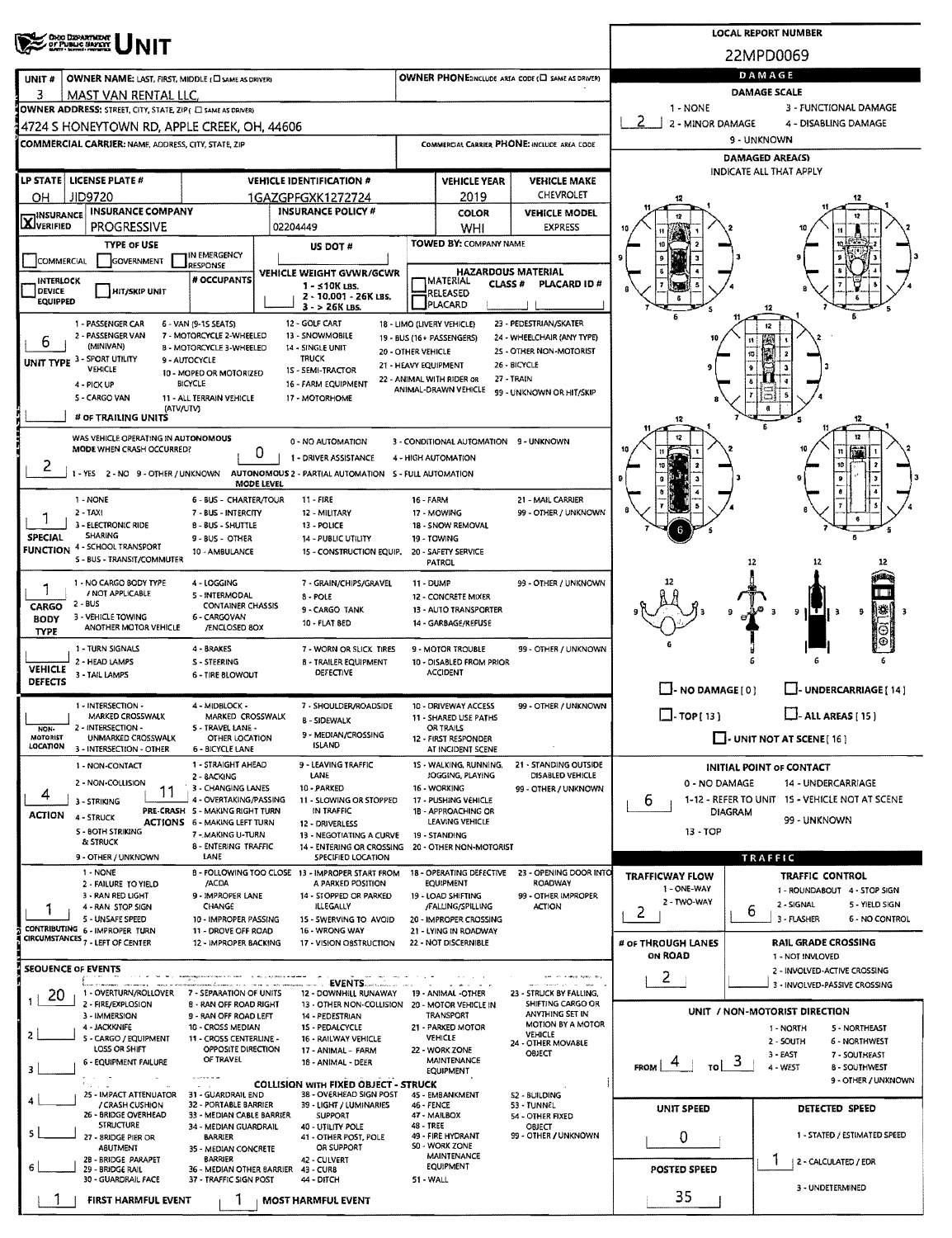# UNIT

**LOCAL REPORT NUMBER:** 22MPD0069

| Field | Value |
|---|---|
| UNIT # | 3 |
| OWNER NAME: LAST, FIRST, MIDDLE | MAST VAN RENTAL LLC |
| OWNER PHONE | |
| OWNER ADDRESS: STREET, CITY, STATE, ZIP | 4724 S HONEYTOWN RD, APPLE CREEK, OH, 44606 |
| COMMERCIAL CARRIER: NAME, ADDRESS, CITY, STATE, ZIP | |
| COMMERCIAL CARRIER PHONE | |

| LP STATE | LICENSE PLATE # | VEHICLE IDENTIFICATION # | VEHICLE YEAR | VEHICLE MAKE |
|---|---|---|---|---|
| OH | JID9720 | 1GAZGPFGXK1272724 | 2019 | CHEVROLET |

| INSURANCE | INSURANCE COMPANY | INSURANCE POLICY # | COLOR | VEHICLE MODEL |
|---|---|---|---|---|
| X VERIFIED | PROGRESSIVE | 02204449 | WHI | EXPRESS |

**TYPE OF USE:** COMMERCIAL / GOVERNMENT / IN EMERGENCY RESPONSE

**US DOT #:**

**TOWED BY: COMPANY NAME:**

**INTERLOCK DEVICE EQUIPPED / HIT/SKIP UNIT / # OCCUPANTS**

**VEHICLE WEIGHT GVWR/GCWR:** 1 - ≤10K LBS. 2 - 10,001 - 26K LBS. 3 - > 26K LBS.

**HAZARDOUS MATERIAL:** MATERIAL RELEASED / PLACARD — CLASS # — PLACARD ID #

**UNIT TYPE:** 6
1 - PASSENGER CAR, 2 - PASSENGER VAN (MINIVAN), 3 - SPORT UTILITY VEHICLE, 4 - PICK UP, 5 - CARGO VAN, 6 - VAN (9-15 SEATS), 7 - MOTORCYCLE 2-WHEELED, 8 - MOTORCYCLE 3-WHEELED, 9 - AUTOCYCLE, 10 - MOPED OR MOTORIZED BICYCLE, 11 - ALL TERRAIN VEHICLE (ATV/UTV), 12 - GOLF CART, 13 - SNOWMOBILE, 14 - SINGLE UNIT TRUCK, 15 - SEMI-TRACTOR, 16 - FARM EQUIPMENT, 17 - MOTORHOME, 18 - LIMO (LIVERY VEHICLE), 19 - BUS (16+ PASSENGERS), 20 - OTHER VEHICLE, 21 - HEAVY EQUIPMENT, 22 - ANIMAL WITH RIDER OR ANIMAL-DRAWN VEHICLE, 23 - PEDESTRIAN/SKATER, 24 - WHEELCHAIR (ANY TYPE), 25 - OTHER NON-MOTORIST, 26 - BICYCLE, 27 - TRAIN, 99 - UNKNOWN OR HIT/SKIP

**# OF TRAILING UNITS:**

**WAS VEHICLE OPERATING IN AUTONOMOUS MODE WHEN CRASH OCCURRED?** 2
1 - YES 2 - NO 9 - OTHER / UNKNOWN

**AUTONOMOUS MODE LEVEL:** 0
0 - NO AUTOMATION, 1 - DRIVER ASSISTANCE, 2 - PARTIAL AUTOMATION, 3 - CONDITIONAL AUTOMATION, 4 - HIGH AUTOMATION, 5 - FULL AUTOMATION, 9 - UNKNOWN

**SPECIAL FUNCTION:** 1
1 - NONE, 2 - TAXI, 3 - ELECTRONIC RIDE SHARING, 4 - SCHOOL TRANSPORT, 5 - BUS - TRANSIT/COMMUTER, 6 - BUS - CHARTER/TOUR, 7 - BUS - INTERCITY, 8 - BUS - SHUTTLE, 9 - BUS - OTHER, 10 - AMBULANCE, 11 - FIRE, 12 - MILITARY, 13 - POLICE, 14 - PUBLIC UTILITY, 15 - CONSTRUCTION EQUIP., 16 - FARM, 17 - MOWING, 18 - SNOW REMOVAL, 19 - TOWING, 20 - SAFETY SERVICE PATROL, 21 - MAIL CARRIER, 99 - OTHER / UNKNOWN

**CARGO BODY TYPE:** 1
1 - NO CARGO BODY TYPE / NOT APPLICABLE, 2 - BUS, 3 - VEHICLE TOWING ANOTHER MOTOR VEHICLE, 4 - LOGGING, 5 - INTERMODAL CONTAINER CHASSIS, 6 - CARGOVAN /ENCLOSED BOX, 7 - GRAIN/CHIPS/GRAVEL, 8 - POLE, 9 - CARGO TANK, 10 - FLAT BED, 11 - DUMP, 12 - CONCRETE MIXER, 13 - AUTO TRANSPORTER, 14 - GARBAGE/REFUSE, 99 - OTHER / UNKNOWN

**VEHICLE DEFECTS:**
1 - TURN SIGNALS, 2 - HEAD LAMPS, 3 - TAIL LAMPS, 4 - BRAKES, 5 - STEERING, 6 - TIRE BLOWOUT, 7 - WORN OR SLICK TIRES, 8 - TRAILER EQUIPMENT DEFECTIVE, 9 - MOTOR TROUBLE, 10 - DISABLED FROM PRIOR ACCIDENT, 99 - OTHER / UNKNOWN

**NON-MOTORIST LOCATION:**
1 - INTERSECTION - MARKED CROSSWALK, 2 - INTERSECTION - UNMARKED CROSSWALK, 3 - INTERSECTION - OTHER, 4 - MIDBLOCK - MARKED CROSSWALK, 5 - TRAVEL LANE - OTHER LOCATION, 6 - BICYCLE LANE, 7 - SHOULDER/ROADSIDE, 8 - SIDEWALK, 9 - MEDIAN/CROSSING ISLAND, 10 - DRIVEWAY ACCESS, 11 - SHARED USE PATHS OR TRAILS, 12 - FIRST RESPONDER AT INCIDENT SCENE, 99 - OTHER / UNKNOWN

**ACTION:** 4
1 - NON-CONTACT, 2 - NON-COLLISION, 3 - STRIKING, 4 - STRUCK, 5 - BOTH STRIKING & STRUCK, 9 - OTHER / UNKNOWN

**PRE-CRASH ACTIONS:** 11
1 - STRAIGHT AHEAD, 2 - BACKING, 3 - CHANGING LANES, 4 - OVERTAKING/PASSING, 5 - MAKING RIGHT TURN, 6 - MAKING LEFT TURN, 7 - MAKING U-TURN, 8 - ENTERING TRAFFIC LANE, 9 - LEAVING TRAFFIC LANE, 10 - PARKED, 11 - SLOWING OR STOPPED IN TRAFFIC, 12 - DRIVERLESS, 13 - NEGOTIATING A CURVE, 14 - ENTERING OR CROSSING SPECIFIED LOCATION, 15 - WALKING, RUNNING, JOGGING, PLAYING, 16 - WORKING, 17 - PUSHING VEHICLE, 18 - APPROACHING OR LEAVING VEHICLE, 19 - STANDING, 20 - OTHER NON-MOTORIST, 21 - STANDING OUTSIDE DISABLED VEHICLE, 99 - OTHER / UNKNOWN

**CONTRIBUTING CIRCUMSTANCES:** 1
1 - NONE, 2 - FAILURE TO YIELD, 3 - RAN RED LIGHT, 4 - RAN STOP SIGN, 5 - UNSAFE SPEED, 6 - IMPROPER TURN, 7 - LEFT OF CENTER, 8 - FOLLOWING TOO CLOSE /ACDA, 9 - IMPROPER LANE CHANGE, 10 - IMPROPER PASSING, 11 - DROVE OFF ROAD, 12 - IMPROPER BACKING, 13 - IMPROPER START FROM A PARKED POSITION, 14 - STOPPED OR PARKED ILLEGALLY, 15 - SWERVING TO AVOID, 16 - WRONG WAY, 17 - VISION OBSTRUCTION, 18 - OPERATING DEFECTIVE EQUIPMENT, 19 - LOAD SHIFTING /FALLING/SPILLING, 20 - IMPROPER CROSSING, 21 - LYING IN ROADWAY, 22 - NOT DISCERNIBLE, 23 - OPENING DOOR INTO ROADWAY, 99 - OTHER IMPROPER ACTION

**SEQUENCE OF EVENTS:**
1: 20
2:
3:
4:
5:
6:

**EVENTS:** 1 - OVERTURN/ROLLOVER, 2 - FIRE/EXPLOSION, 3 - IMMERSION, 4 - JACKKNIFE, 5 - CARGO / EQUIPMENT LOSS OR SHIFT, 6 - EQUIPMENT FAILURE, 7 - SEPARATION OF UNITS, 8 - RAN OFF ROAD RIGHT, 9 - RAN OFF ROAD LEFT, 10 - CROSS MEDIAN, 11 - CROSS CENTERLINE - OPPOSITE DIRECTION OF TRAVEL, 12 - DOWNHILL RUNAWAY, 13 - OTHER NON-COLLISION, 14 - PEDESTRIAN, 15 - PEDALCYCLE, 16 - RAILWAY VEHICLE, 17 - ANIMAL - FARM, 18 - ANIMAL - DEER, 19 - ANIMAL -OTHER, 20 - MOTOR VEHICLE IN TRANSPORT, 21 - PARKED MOTOR VEHICLE, 22 - WORK ZONE MAINTENANCE EQUIPMENT, 23 - STRUCK BY FALLING, SHIFTING CARGO OR ANYTHING SET IN MOTION BY A MOTOR VEHICLE, 24 - OTHER MOVABLE OBJECT

**COLLISION WITH FIXED OBJECT - STRUCK:** 25 - IMPACT ATTENUATOR / CRASH CUSHION, 26 - BRIDGE OVERHEAD STRUCTURE, 27 - BRIDGE PIER OR ABUTMENT, 28 - BRIDGE PARAPET, 29 - BRIDGE RAIL, 30 - GUARDRAIL FACE, 31 - GUARDRAIL END, 32 - PORTABLE BARRIER, 33 - MEDIAN CABLE BARRIER, 34 - MEDIAN GUARDRAIL BARRIER, 35 - MEDIAN CONCRETE BARRIER, 36 - MEDIAN OTHER BARRIER, 37 - TRAFFIC SIGN POST, 38 - OVERHEAD SIGN POST, 39 - LIGHT / LUMINARIES SUPPORT, 40 - UTILITY POLE, 41 - OTHER POST, POLE OR SUPPORT, 42 - CULVERT, 43 - CURB, 44 - DITCH, 45 - EMBANKMENT, 46 - FENCE, 47 - MAILBOX, 48 - TREE, 49 - FIRE HYDRANT, 50 - WORK ZONE MAINTENANCE EQUIPMENT, 51 - WALL, 52 - BUILDING, 53 - TUNNEL, 54 - OTHER FIXED OBJECT, 99 - OTHER / UNKNOWN

**FIRST HARMFUL EVENT:** 1 **MOST HARMFUL EVENT:** 1

## DAMAGE

**DAMAGE SCALE:** 2
1 - NONE, 2 - MINOR DAMAGE, 3 - FUNCTIONAL DAMAGE, 4 - DISABLING DAMAGE, 9 - UNKNOWN

**DAMAGED AREA(S)** — INDICATE ALL THAT APPLY: 6

- NO DAMAGE [ 0 ]
- UNDERCARRIAGE [ 14 ]
- TOP [ 13 ]
- ALL AREAS [ 15 ]
- UNIT NOT AT SCENE [ 16 ]

**INITIAL POINT OF CONTACT:** 6
0 - NO DAMAGE, 1-12 - REFER TO UNIT DIAGRAM, 13 - TOP, 14 - UNDERCARRIAGE, 15 - VEHICLE NOT AT SCENE, 99 - UNKNOWN

## TRAFFIC

**TRAFFICWAY FLOW:** 2
1 - ONE-WAY, 2 - TWO-WAY

**TRAFFIC CONTROL:** 6
1 - ROUNDABOUT, 2 - SIGNAL, 3 - FLASHER, 4 - STOP SIGN, 5 - YIELD SIGN, 6 - NO CONTROL

**# OF THROUGH LANES ON ROAD:** 2

**RAIL GRADE CROSSING:**
1 - NOT INVLOVED, 2 - INVOLVED-ACTIVE CROSSING, 3 - INVOLVED-PASSIVE CROSSING

**UNIT / NON-MOTORIST DIRECTION:** FROM 4 TO 3
1 - NORTH, 2 - SOUTH, 3 - EAST, 4 - WEST, 5 - NORTHEAST, 6 - NORTHWEST, 7 - SOUTHEAST, 8 - SOUTHWEST, 9 - OTHER / UNKNOWN

**UNIT SPEED:** 0

**DETECTED SPEED:** 1
1 - STATED / ESTIMATED SPEED, 2 - CALCULATED / EDR, 3 - UNDETERMINED

**POSTED SPEED:** 35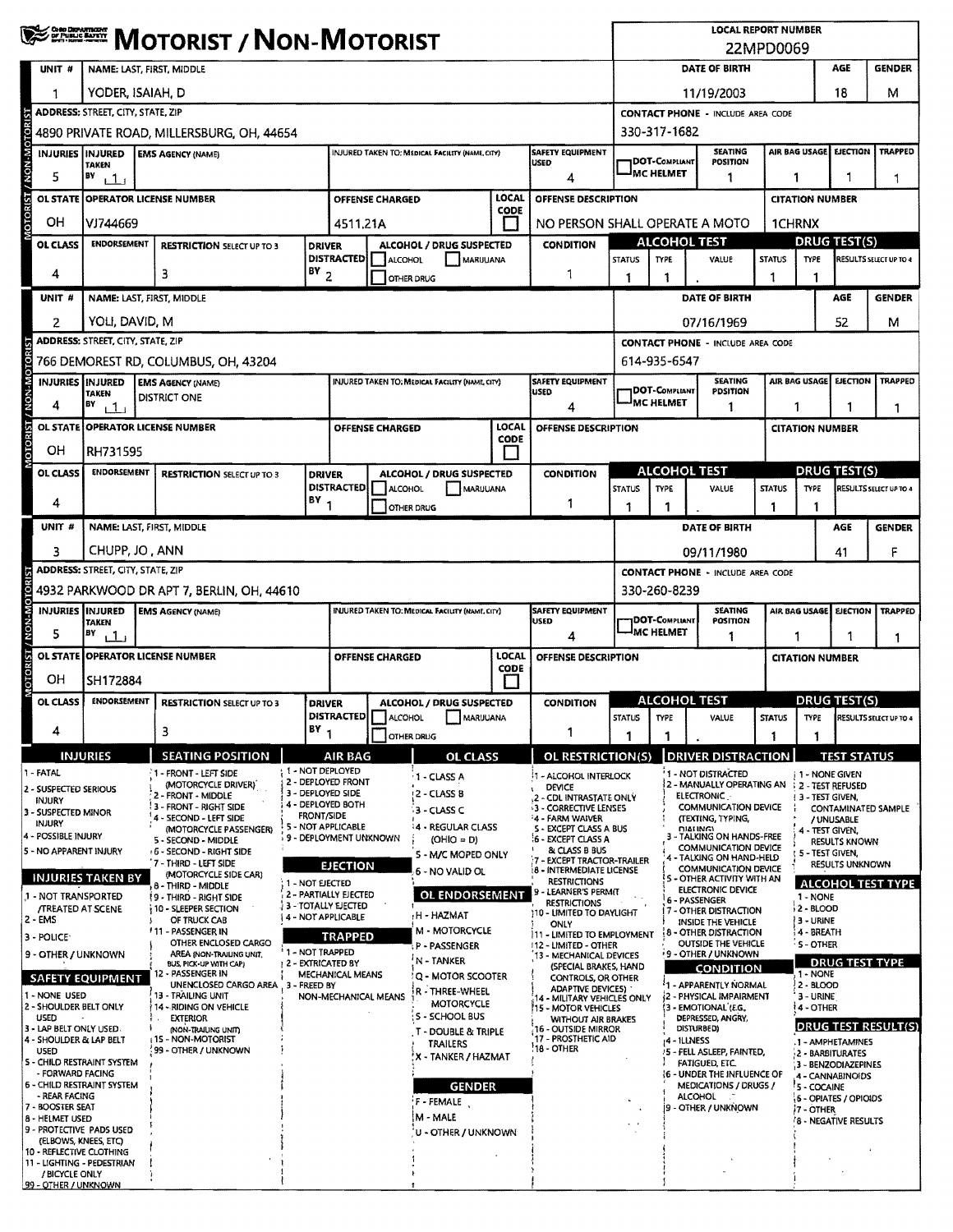# MOTORIST / NON-MOTORIST

**LOCAL REPORT NUMBER:** 22MPD0069

## Unit 1

| UNIT # | NAME: LAST, FIRST, MIDDLE | DATE OF BIRTH | AGE | GENDER |
|---|---|---|---|---|
| 1 | YODER, ISAIAH, D | 11/19/2003 | 18 | M |

| ADDRESS: STREET, CITY, STATE, ZIP | CONTACT PHONE - INCLUDE AREA CODE |
|---|---|
| 4890 PRIVATE ROAD, MILLERSBURG, OH, 44654 | 330-317-1682 |

| INJURIES | INJURED TAKEN BY | EMS AGENCY (NAME) | INJURED TAKEN TO: MEDICAL FACILITY (NAME, CITY) | SAFETY EQUIPMENT USED | DOT-COMPLIANT MC HELMET | SEATING POSITION | AIR BAG USAGE | EJECTION | TRAPPED |
|---|---|---|---|---|---|---|---|---|---|
| 5 | 1 | | | 4 | | 1 | 1 | 1 | 1 |

| OL STATE | OPERATOR LICENSE NUMBER | OFFENSE CHARGED | LOCAL CODE | OFFENSE DESCRIPTION | CITATION NUMBER |
|---|---|---|---|---|---|
| OH | VJ744669 | 4511.21A | ☐ | NO PERSON SHALL OPERATE A MOTO | 1CHRNX |

| OL CLASS | ENDORSEMENT | RESTRICTION SELECT UP TO 3 | DRIVER DISTRACTED BY | ALCOHOL / DRUG SUSPECTED | CONDITION | ALCOHOL TEST STATUS | ALCOHOL TEST TYPE | ALCOHOL TEST VALUE | DRUG TEST STATUS | DRUG TEST TYPE | RESULTS SELECT UP TO 4 |
|---|---|---|---|---|---|---|---|---|---|---|---|
| 4 | | 3 | 2 | ☐ ALCOHOL ☐ MARIJUANA ☐ OTHER DRUG | 1 | 1 | 1 | . | 1 | 1 | |

## Unit 2

| UNIT # | NAME: LAST, FIRST, MIDDLE | DATE OF BIRTH | AGE | GENDER |
|---|---|---|---|---|
| 2 | YOLI, DAVID, M | 07/16/1969 | 52 | M |

| ADDRESS: STREET, CITY, STATE, ZIP | CONTACT PHONE - INCLUDE AREA CODE |
|---|---|
| 766 DEMOREST RD, COLUMBUS, OH, 43204 | 614-935-6547 |

| INJURIES | INJURED TAKEN BY | EMS AGENCY (NAME) | INJURED TAKEN TO: MEDICAL FACILITY (NAME, CITY) | SAFETY EQUIPMENT USED | DOT-COMPLIANT MC HELMET | SEATING POSITION | AIR BAG USAGE | EJECTION | TRAPPED |
|---|---|---|---|---|---|---|---|---|---|
| 4 | 1 | DISTRICT ONE | | 4 | | 1 | 1 | 1 | 1 |

| OL STATE | OPERATOR LICENSE NUMBER | OFFENSE CHARGED | LOCAL CODE | OFFENSE DESCRIPTION | CITATION NUMBER |
|---|---|---|---|---|---|
| OH | RH731595 | | ☐ | | |

| OL CLASS | ENDORSEMENT | RESTRICTION SELECT UP TO 3 | DRIVER DISTRACTED BY | ALCOHOL / DRUG SUSPECTED | CONDITION | ALCOHOL TEST STATUS | ALCOHOL TEST TYPE | ALCOHOL TEST VALUE | DRUG TEST STATUS | DRUG TEST TYPE | RESULTS SELECT UP TO 4 |
|---|---|---|---|---|---|---|---|---|---|---|---|
| 4 | | | 1 | ☐ ALCOHOL ☐ MARIJUANA ☐ OTHER DRUG | 1 | 1 | 1 | . | 1 | 1 | |

## Unit 3

| UNIT # | NAME: LAST, FIRST, MIDDLE | DATE OF BIRTH | AGE | GENDER |
|---|---|---|---|---|
| 3 | CHUPP, JO, ANN | 09/11/1980 | 41 | F |

| ADDRESS: STREET, CITY, STATE, ZIP | CONTACT PHONE - INCLUDE AREA CODE |
|---|---|
| 4932 PARKWOOD DR APT 7, BERLIN, OH, 44610 | 330-260-8239 |

| INJURIES | INJURED TAKEN BY | EMS AGENCY (NAME) | INJURED TAKEN TO: MEDICAL FACILITY (NAME, CITY) | SAFETY EQUIPMENT USED | DOT-COMPLIANT MC HELMET | SEATING POSITION | AIR BAG USAGE | EJECTION | TRAPPED |
|---|---|---|---|---|---|---|---|---|---|
| 5 | 1 | | | 4 | | 1 | 1 | 1 | 1 |

| OL STATE | OPERATOR LICENSE NUMBER | OFFENSE CHARGED | LOCAL CODE | OFFENSE DESCRIPTION | CITATION NUMBER |
|---|---|---|---|---|---|
| OH | SH172884 | | ☐ | | |

| OL CLASS | ENDORSEMENT | RESTRICTION SELECT UP TO 3 | DRIVER DISTRACTED BY | ALCOHOL / DRUG SUSPECTED | CONDITION | ALCOHOL TEST STATUS | ALCOHOL TEST TYPE | ALCOHOL TEST VALUE | DRUG TEST STATUS | DRUG TEST TYPE | RESULTS SELECT UP TO 4 |
|---|---|---|---|---|---|---|---|---|---|---|---|
| 4 | | 3 | 1 | ☐ ALCOHOL ☐ MARIJUANA ☐ OTHER DRUG | 1 | 1 | 1 | . | 1 | 1 | |

## Codes

**INJURIES**
1 - FATAL
2 - SUSPECTED SERIOUS INJURY
3 - SUSPECTED MINOR INJURY
4 - POSSIBLE INJURY
5 - NO APPARENT INJURY

**INJURIES TAKEN BY**
1 - NOT TRANSPORTED /TREATED AT SCENE
2 - EMS
3 - POLICE
9 - OTHER / UNKNOWN

**SAFETY EQUIPMENT**
1 - NONE USED
2 - SHOULDER BELT ONLY USED
3 - LAP BELT ONLY USED
4 - SHOULDER & LAP BELT USED
5 - CHILD RESTRAINT SYSTEM - FORWARD FACING
6 - CHILD RESTRAINT SYSTEM - REAR FACING
7 - BOOSTER SEAT
8 - HELMET USED
9 - PROTECTIVE PADS USED (ELBOWS, KNEES, ETC)
10 - REFLECTIVE CLOTHING
11 - LIGHTING - PEDESTRIAN / BICYCLE ONLY
99 - OTHER / UNKNOWN

**SEATING POSITION**
1 - FRONT - LEFT SIDE (MOTORCYCLE DRIVER)
2 - FRONT - MIDDLE
3 - FRONT - RIGHT SIDE
4 - SECOND - LEFT SIDE (MOTORCYCLE PASSENGER)
5 - SECOND - MIDDLE
6 - SECOND - RIGHT SIDE
7 - THIRD - LEFT SIDE (MOTORCYCLE SIDE CAR)
8 - THIRD - MIDDLE
9 - THIRD - RIGHT SIDE
10 - SLEEPER SECTION OF TRUCK CAB
11 - PASSENGER IN OTHER ENCLOSED CARGO AREA (NON-TRAILING UNIT, BUS, PICK-UP WITH CAP)
12 - PASSENGER IN UNENCLOSED CARGO AREA
13 - TRAILING UNIT
14 - RIDING ON VEHICLE EXTERIOR (NON-TRAILING UNIT)
15 - NON-MOTORIST
99 - OTHER / UNKNOWN

**AIR BAG**
1 - NOT DEPLOYED
2 - DEPLOYED FRONT
3 - DEPLOYED SIDE
4 - DEPLOYED BOTH FRONT/SIDE
5 - NOT APPLICABLE
9 - DEPLOYMENT UNKNOWN

**EJECTION**
1 - NOT EJECTED
2 - PARTIALLY EJECTED
3 - TOTALLY EJECTED
4 - NOT APPLICABLE

**TRAPPED**
1 - NOT TRAPPED
2 - EXTRICATED BY MECHANICAL MEANS
3 - FREED BY NON-MECHANICAL MEANS

**OL CLASS**
1 - CLASS A
2 - CLASS B
3 - CLASS C
4 - REGULAR CLASS (OHIO = D)
5 - M/C MOPED ONLY
6 - NO VALID OL

**OL ENDORSEMENT**
H - HAZMAT
M - MOTORCYCLE
P - PASSENGER
N - TANKER
Q - MOTOR SCOOTER
R - THREE-WHEEL MOTORCYCLE
S - SCHOOL BUS
T - DOUBLE & TRIPLE TRAILERS
X - TANKER / HAZMAT

**GENDER**
F - FEMALE
M - MALE
U - OTHER / UNKNOWN

**OL RESTRICTION(S)**
1 - ALCOHOL INTERLOCK DEVICE
2 - CDL INTRASTATE ONLY
3 - CORRECTIVE LENSES
4 - FARM WAIVER
5 - EXCEPT CLASS A BUS
6 - EXCEPT CLASS A & CLASS B BUS
7 - EXCEPT TRACTOR-TRAILER
8 - INTERMEDIATE LICENSE RESTRICTIONS
9 - LEARNER'S PERMIT RESTRICTIONS
10 - LIMITED TO DAYLIGHT ONLY
11 - LIMITED TO EMPLOYMENT
12 - LIMITED - OTHER
13 - MECHANICAL DEVICES (SPECIAL BRAKES, HAND CONTROLS, OR OTHER ADAPTIVE DEVICES)
14 - MILITARY VEHICLES ONLY
15 - MOTOR VEHICLES WITHOUT AIR BRAKES
16 - OUTSIDE MIRROR
17 - PROSTHETIC AID
18 - OTHER

**DRIVER DISTRACTION**
1 - NOT DISTRACTED
2 - MANUALLY OPERATING AN ELECTRONIC COMMUNICATION DEVICE (TEXTING, TYPING, DIALING)
3 - TALKING ON HANDS-FREE COMMUNICATION DEVICE
4 - TALKING ON HAND-HELD COMMUNICATION DEVICE
5 - OTHER ACTIVITY WITH AN ELECTRONIC DEVICE
6 - PASSENGER
7 - OTHER DISTRACTION INSIDE THE VEHICLE
8 - OTHER DISTRACTION OUTSIDE THE VEHICLE
9 - OTHER / UNKNOWN

**CONDITION**
1 - APPARENTLY NORMAL
2 - PHYSICAL IMPAIRMENT
3 - EMOTIONAL (E.G., DEPRESSED, ANGRY, DISTURBED)
4 - ILLNESS
5 - FELL ASLEEP, FAINTED, FATIGUED, ETC.
6 - UNDER THE INFLUENCE OF MEDICATIONS / DRUGS / ALCOHOL
9 - OTHER / UNKNOWN

**TEST STATUS**
1 - NONE GIVEN
2 - TEST REFUSED
3 - TEST GIVEN, CONTAMINATED SAMPLE / UNUSABLE
4 - TEST GIVEN, RESULTS KNOWN
5 - TEST GIVEN, RESULTS UNKNOWN

**ALCOHOL TEST TYPE**
1 - NONE
2 - BLOOD
3 - URINE
4 - BREATH
5 - OTHER

**DRUG TEST TYPE**
1 - NONE
2 - BLOOD
3 - URINE
4 - OTHER

**DRUG TEST RESULT(S)**
1 - AMPHETAMINES
2 - BARBITURATES
3 - BENZODIAZEPINES
4 - CANNABINOIDS
5 - COCAINE
6 - OPIATES / OPIOIDS
7 - OTHER
8 - NEGATIVE RESULTS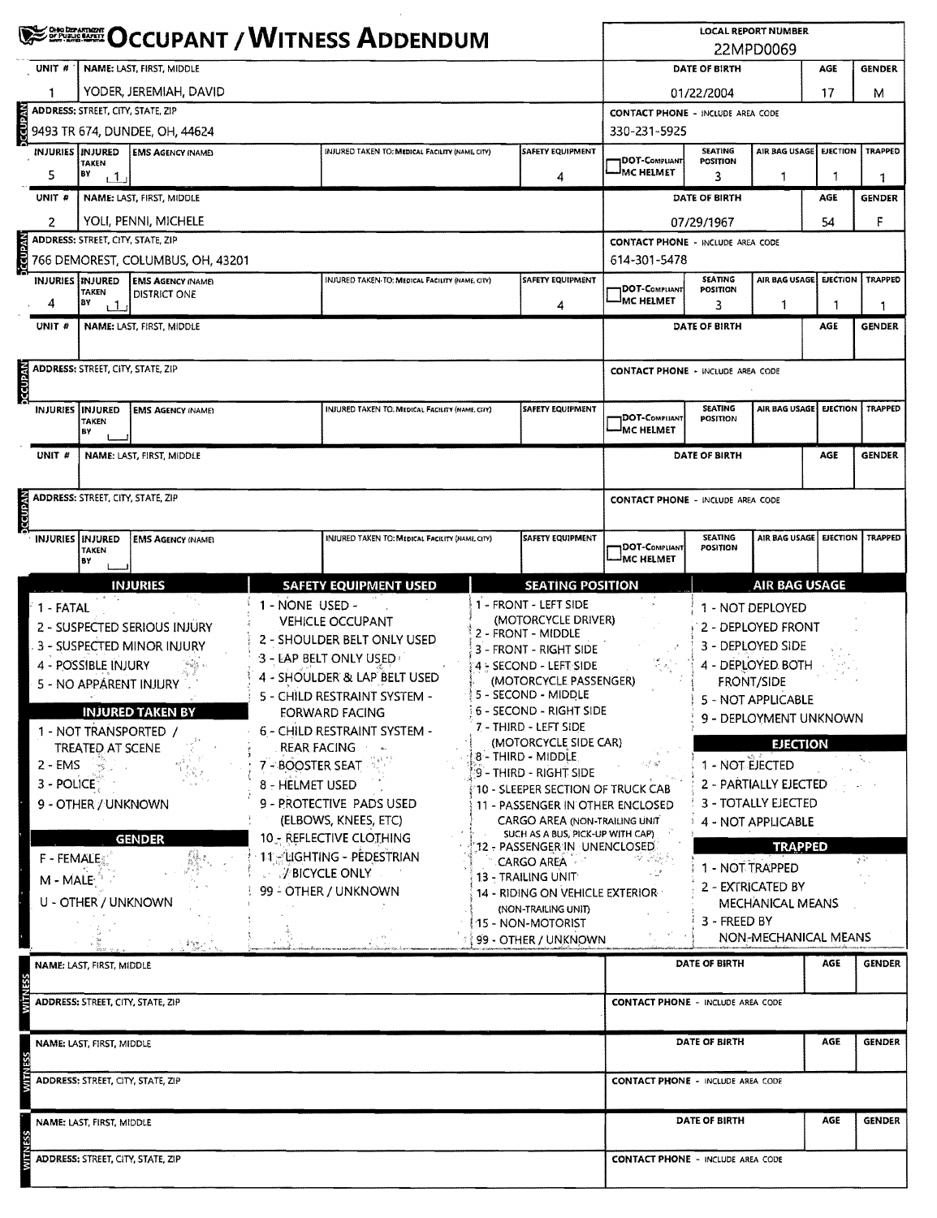# OHIO DEPARTMENT OF PUBLIC SAFETY — OCCUPANT / WITNESS ADDENDUM

**LOCAL REPORT NUMBER:** 22MPD0069

## Occupant

| UNIT # | NAME: LAST, FIRST, MIDDLE | DATE OF BIRTH | AGE | GENDER |
|---|---|---|---|---|
| 1 | YODER, JEREMIAH, DAVID | 01/22/2004 | 17 | M |

| ADDRESS: STREET, CITY, STATE, ZIP | CONTACT PHONE - INCLUDE AREA CODE |
|---|---|
| 9493 TR 674, DUNDEE, OH, 44624 | 330-231-5925 |

| INJURIES | INJURED TAKEN BY | EMS AGENCY (NAME) | INJURED TAKEN TO: MEDICAL FACILITY (NAME, CITY) | SAFETY EQUIPMENT | DOT-COMPLIANT MC HELMET | SEATING POSITION | AIR BAG USAGE | EJECTION | TRAPPED |
|---|---|---|---|---|---|---|---|---|---|
| 5 | 1 | | | 4 | | 3 | 1 | 1 | 1 |

## Occupant

| UNIT # | NAME: LAST, FIRST, MIDDLE | DATE OF BIRTH | AGE | GENDER |
|---|---|---|---|---|
| 2 | YOLI, PENNI, MICHELE | 07/29/1967 | 54 | F |

| ADDRESS: STREET, CITY, STATE, ZIP | CONTACT PHONE - INCLUDE AREA CODE |
|---|---|
| 766 DEMOREST, COLUMBUS, OH, 43201 | 614-301-5478 |

| INJURIES | INJURED TAKEN BY | EMS AGENCY (NAME) | INJURED TAKEN TO: MEDICAL FACILITY (NAME, CITY) | SAFETY EQUIPMENT | DOT-COMPLIANT MC HELMET | SEATING POSITION | AIR BAG USAGE | EJECTION | TRAPPED |
|---|---|---|---|---|---|---|---|---|---|
| 4 | 1 | DISTRICT ONE | | 4 | | 3 | 1 | 1 | 1 |

## Occupant

| UNIT # | NAME: LAST, FIRST, MIDDLE | DATE OF BIRTH | AGE | GENDER |
|---|---|---|---|---|
| | | | | |

| ADDRESS: STREET, CITY, STATE, ZIP | CONTACT PHONE - INCLUDE AREA CODE |
|---|---|
| | |

| INJURIES | INJURED TAKEN BY | EMS AGENCY (NAME) | INJURED TAKEN TO: MEDICAL FACILITY (NAME, CITY) | SAFETY EQUIPMENT | DOT-COMPLIANT MC HELMET | SEATING POSITION | AIR BAG USAGE | EJECTION | TRAPPED |
|---|---|---|---|---|---|---|---|---|---|
| | | | | | | | | | |

## Occupant

| UNIT # | NAME: LAST, FIRST, MIDDLE | DATE OF BIRTH | AGE | GENDER |
|---|---|---|---|---|
| | | | | |

| ADDRESS: STREET, CITY, STATE, ZIP | CONTACT PHONE - INCLUDE AREA CODE |
|---|---|
| | |

| INJURIES | INJURED TAKEN BY | EMS AGENCY (NAME) | INJURED TAKEN TO: MEDICAL FACILITY (NAME, CITY) | SAFETY EQUIPMENT | DOT-COMPLIANT MC HELMET | SEATING POSITION | AIR BAG USAGE | EJECTION | TRAPPED |
|---|---|---|---|---|---|---|---|---|---|
| | | | | | | | | | |

## Codes

### INJURIES
1 - FATAL
2 - SUSPECTED SERIOUS INJURY
3 - SUSPECTED MINOR INJURY
4 - POSSIBLE INJURY
5 - NO APPARENT INJURY

### INJURED TAKEN BY
1 - NOT TRANSPORTED / TREATED AT SCENE
2 - EMS
3 - POLICE
9 - OTHER / UNKNOWN

### GENDER
F - FEMALE
M - MALE
U - OTHER / UNKNOWN

### SAFETY EQUIPMENT USED
1 - NONE USED - VEHICLE OCCUPANT
2 - SHOULDER BELT ONLY USED
3 - LAP BELT ONLY USED
4 - SHOULDER & LAP BELT USED
5 - CHILD RESTRAINT SYSTEM - FORWARD FACING
6 - CHILD RESTRAINT SYSTEM - REAR FACING
7 - BOOSTER SEAT
8 - HELMET USED
9 - PROTECTIVE PADS USED (ELBOWS, KNEES, ETC)
10 - REFLECTIVE CLOTHING
11 - LIGHTING - PEDESTRIAN / BICYCLE ONLY
99 - OTHER / UNKNOWN

### SEATING POSITION
1 - FRONT - LEFT SIDE (MOTORCYCLE DRIVER)
2 - FRONT - MIDDLE
3 - FRONT - RIGHT SIDE
4 - SECOND - LEFT SIDE (MOTORCYCLE PASSENGER)
5 - SECOND - MIDDLE
6 - SECOND - RIGHT SIDE
7 - THIRD - LEFT SIDE (MOTORCYCLE SIDE CAR)
8 - THIRD - MIDDLE
9 - THIRD - RIGHT SIDE
10 - SLEEPER SECTION OF TRUCK CAB
11 - PASSENGER IN OTHER ENCLOSED CARGO AREA (NON-TRAILING UNIT SUCH AS A BUS, PICK-UP WITH CAP)
12 - PASSENGER IN UNENCLOSED CARGO AREA
13 - TRAILING UNIT
14 - RIDING ON VEHICLE EXTERIOR (NON-TRAILING UNIT)
15 - NON-MOTORIST
99 - OTHER / UNKNOWN

### AIR BAG USAGE
1 - NOT DEPLOYED
2 - DEPLOYED FRONT
3 - DEPLOYED SIDE
4 - DEPLOYED BOTH FRONT/SIDE
5 - NOT APPLICABLE
9 - DEPLOYMENT UNKNOWN

### EJECTION
1 - NOT EJECTED
2 - PARTIALLY EJECTED
3 - TOTALLY EJECTED
4 - NOT APPLICABLE

### TRAPPED
1 - NOT TRAPPED
2 - EXTRICATED BY MECHANICAL MEANS
3 - FREED BY NON-MECHANICAL MEANS

## Witness

| NAME: LAST, FIRST, MIDDLE | DATE OF BIRTH | AGE | GENDER |
|---|---|---|---|
| | | | |

| ADDRESS: STREET, CITY, STATE, ZIP | CONTACT PHONE - INCLUDE AREA CODE |
|---|---|
| | |

## Witness

| NAME: LAST, FIRST, MIDDLE | DATE OF BIRTH | AGE | GENDER |
|---|---|---|---|
| | | | |

| ADDRESS: STREET, CITY, STATE, ZIP | CONTACT PHONE - INCLUDE AREA CODE |
|---|---|
| | |

## Witness

| NAME: LAST, FIRST, MIDDLE | DATE OF BIRTH | AGE | GENDER |
|---|---|---|---|
| | | | |

| ADDRESS: STREET, CITY, STATE, ZIP | CONTACT PHONE - INCLUDE AREA CODE |
|---|---|
| | |